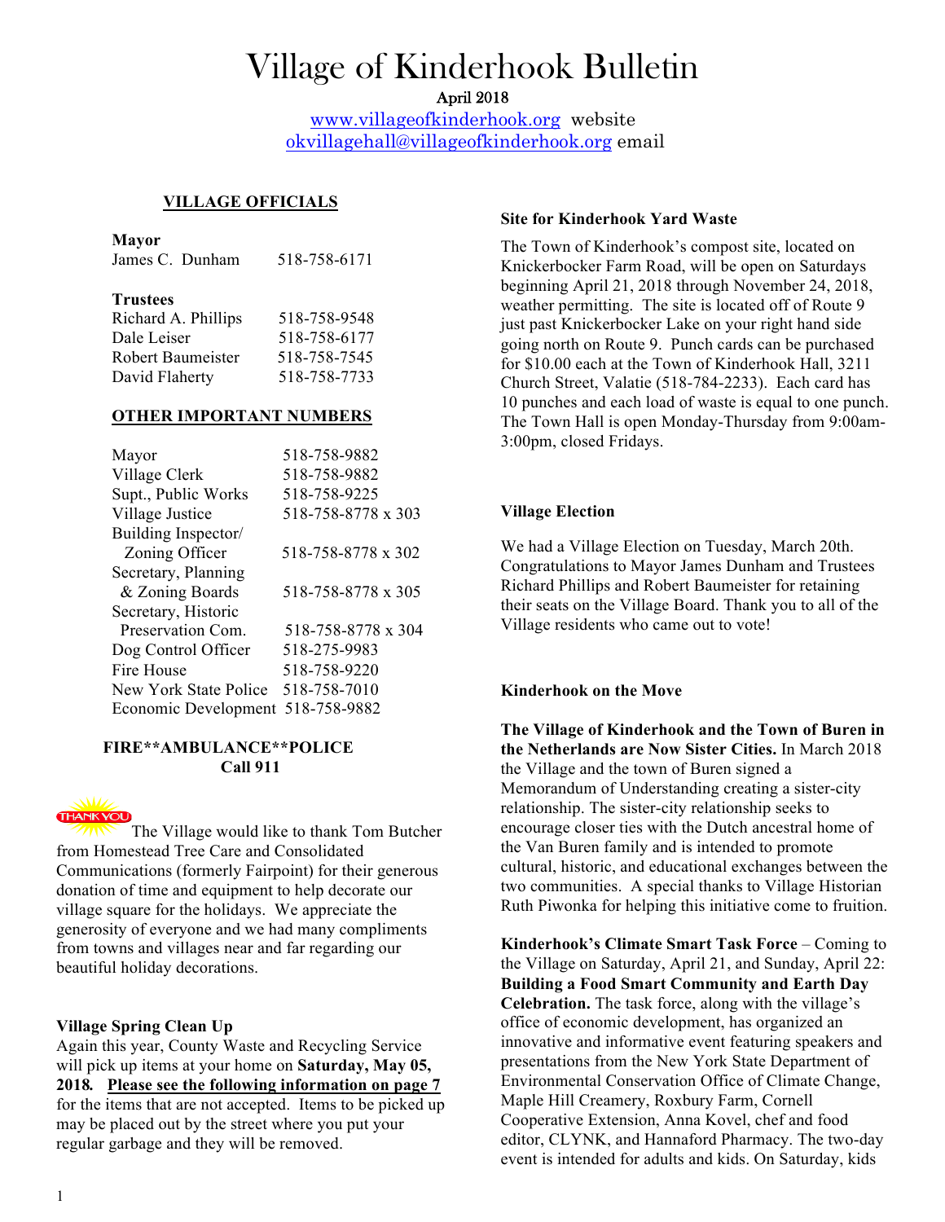# Village of Kinderhook Bulletin

**April 2018**

www.villageofkinderhook.org website
okvillagehall@villageofkinderhook.org email

## VILLAGE OFFICIALS

**Mayor**

| | |
|---|---|
| James C. Dunham | 518-758-6171 |

**Trustees**

| | |
|---|---|
| Richard A. Phillips | 518-758-9548 |
| Dale Leiser | 518-758-6177 |
| Robert Baumeister | 518-758-7545 |
| David Flaherty | 518-758-7733 |

## OTHER IMPORTANT NUMBERS

| | |
|---|---|
| Mayor | 518-758-9882 |
| Village Clerk | 518-758-9882 |
| Supt., Public Works | 518-758-9225 |
| Village Justice | 518-758-8778 x 303 |
| Building Inspector/ Zoning Officer | 518-758-8778 x 302 |
| Secretary, Planning & Zoning Boards | 518-758-8778 x 305 |
| Secretary, Historic Preservation Com. | 518-758-8778 x 304 |
| Dog Control Officer | 518-275-9983 |
| Fire House | 518-758-9220 |
| New York State Police | 518-758-7010 |
| Economic Development | 518-758-9882 |

**FIRE\*\*AMBULANCE\*\*POLICE**
**Call 911**

THANK YOU The Village would like to thank Tom Butcher from Homestead Tree Care and Consolidated Communications (formerly Fairpoint) for their generous donation of time and equipment to help decorate our village square for the holidays. We appreciate the generosity of everyone and we had many compliments from towns and villages near and far regarding our beautiful holiday decorations.

**Village Spring Clean Up**

Again this year, County Waste and Recycling Service will pick up items at your home on **Saturday, May 05, 2018.** **Please see the following information on page 7** for the items that are not accepted. Items to be picked up may be placed out by the street where you put your regular garbage and they will be removed.

**Site for Kinderhook Yard Waste**

The Town of Kinderhook's compost site, located on Knickerbocker Farm Road, will be open on Saturdays beginning April 21, 2018 through November 24, 2018, weather permitting. The site is located off of Route 9 just past Knickerbocker Lake on your right hand side going north on Route 9. Punch cards can be purchased for $10.00 each at the Town of Kinderhook Hall, 3211 Church Street, Valatie (518-784-2233). Each card has 10 punches and each load of waste is equal to one punch. The Town Hall is open Monday-Thursday from 9:00am-3:00pm, closed Fridays.

**Village Election**

We had a Village Election on Tuesday, March 20th. Congratulations to Mayor James Dunham and Trustees Richard Phillips and Robert Baumeister for retaining their seats on the Village Board. Thank you to all of the Village residents who came out to vote!

**Kinderhook on the Move**

**The Village of Kinderhook and the Town of Buren in the Netherlands are Now Sister Cities.** In March 2018 the Village and the town of Buren signed a Memorandum of Understanding creating a sister-city relationship. The sister-city relationship seeks to encourage closer ties with the Dutch ancestral home of the Van Buren family and is intended to promote cultural, historic, and educational exchanges between the two communities. A special thanks to Village Historian Ruth Piwonka for helping this initiative come to fruition.

**Kinderhook's Climate Smart Task Force** – Coming to the Village on Saturday, April 21, and Sunday, April 22: **Building a Food Smart Community and Earth Day Celebration.** The task force, along with the village's office of economic development, has organized an innovative and informative event featuring speakers and presentations from the New York State Department of Environmental Conservation Office of Climate Change, Maple Hill Creamery, Roxbury Farm, Cornell Cooperative Extension, Anna Kovel, chef and food editor, CLYNK, and Hannaford Pharmacy. The two-day event is intended for adults and kids. On Saturday, kids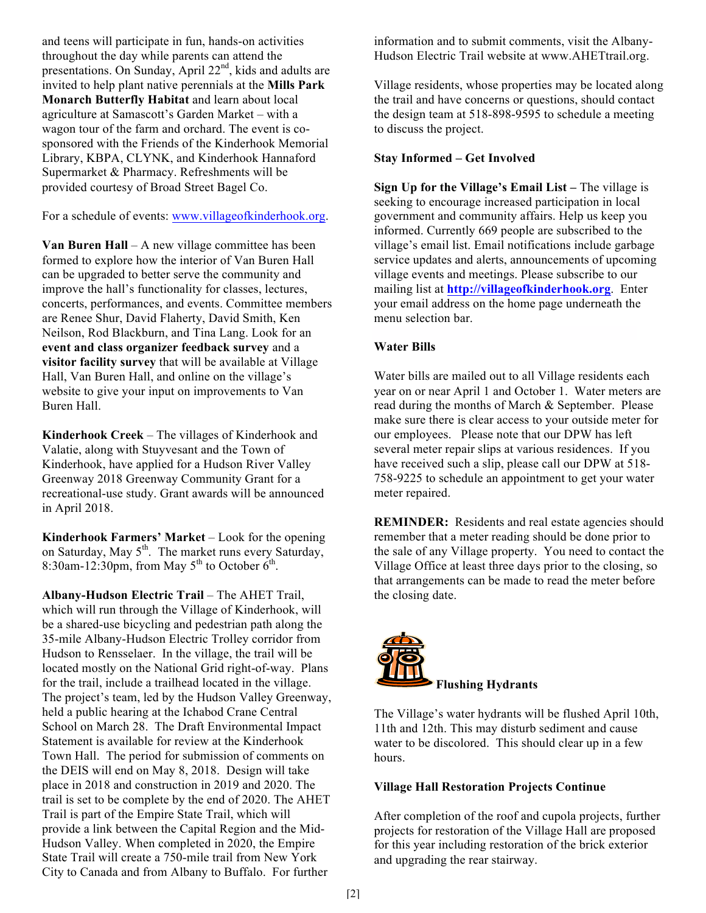and teens will participate in fun, hands-on activities throughout the day while parents can attend the presentations. On Sunday, April 22nd, kids and adults are invited to help plant native perennials at the **Mills Park Monarch Butterfly Habitat** and learn about local agriculture at Samascott's Garden Market – with a wagon tour of the farm and orchard. The event is co-sponsored with the Friends of the Kinderhook Memorial Library, KBPA, CLYNK, and Kinderhook Hannaford Supermarket & Pharmacy. Refreshments will be provided courtesy of Broad Street Bagel Co.

For a schedule of events: www.villageofkinderhook.org.

**Van Buren Hall** – A new village committee has been formed to explore how the interior of Van Buren Hall can be upgraded to better serve the community and improve the hall's functionality for classes, lectures, concerts, performances, and events. Committee members are Renee Shur, David Flaherty, David Smith, Ken Neilson, Rod Blackburn, and Tina Lang. Look for an **event and class organizer feedback survey** and a **visitor facility survey** that will be available at Village Hall, Van Buren Hall, and online on the village's website to give your input on improvements to Van Buren Hall.

**Kinderhook Creek** – The villages of Kinderhook and Valatie, along with Stuyvesant and the Town of Kinderhook, have applied for a Hudson River Valley Greenway 2018 Greenway Community Grant for a recreational-use study. Grant awards will be announced in April 2018.

**Kinderhook Farmers' Market** – Look for the opening on Saturday, May 5th. The market runs every Saturday, 8:30am-12:30pm, from May 5th to October 6th.

**Albany-Hudson Electric Trail** – The AHET Trail, which will run through the Village of Kinderhook, will be a shared-use bicycling and pedestrian path along the 35-mile Albany-Hudson Electric Trolley corridor from Hudson to Rensselaer. In the village, the trail will be located mostly on the National Grid right-of-way. Plans for the trail, include a trailhead located in the village. The project's team, led by the Hudson Valley Greenway, held a public hearing at the Ichabod Crane Central School on March 28. The Draft Environmental Impact Statement is available for review at the Kinderhook Town Hall. The period for submission of comments on the DEIS will end on May 8, 2018. Design will take place in 2018 and construction in 2019 and 2020. The trail is set to be complete by the end of 2020. The AHET Trail is part of the Empire State Trail, which will provide a link between the Capital Region and the Mid-Hudson Valley. When completed in 2020, the Empire State Trail will create a 750-mile trail from New York City to Canada and from Albany to Buffalo. For further information and to submit comments, visit the Albany-Hudson Electric Trail website at www.AHETtrail.org.

Village residents, whose properties may be located along the trail and have concerns or questions, should contact the design team at 518-898-9595 to schedule a meeting to discuss the project.

**Stay Informed – Get Involved**

**Sign Up for the Village's Email List –** The village is seeking to encourage increased participation in local government and community affairs. Help us keep you informed. Currently 669 people are subscribed to the village's email list. Email notifications include garbage service updates and alerts, announcements of upcoming village events and meetings. Please subscribe to our mailing list at **http://villageofkinderhook.org**. Enter your email address on the home page underneath the menu selection bar.

**Water Bills**

Water bills are mailed out to all Village residents each year on or near April 1 and October 1. Water meters are read during the months of March & September. Please make sure there is clear access to your outside meter for our employees. Please note that our DPW has left several meter repair slips at various residences. If you have received such a slip, please call our DPW at 518-758-9225 to schedule an appointment to get your water meter repaired.

**REMINDER:** Residents and real estate agencies should remember that a meter reading should be done prior to the sale of any Village property. You need to contact the Village Office at least three days prior to the closing, so that arrangements can be made to read the meter before the closing date.

**Flushing Hydrants**

The Village's water hydrants will be flushed April 10th, 11th and 12th. This may disturb sediment and cause water to be discolored. This should clear up in a few hours.

**Village Hall Restoration Projects Continue**

After completion of the roof and cupola projects, further projects for restoration of the Village Hall are proposed for this year including restoration of the brick exterior and upgrading the rear stairway.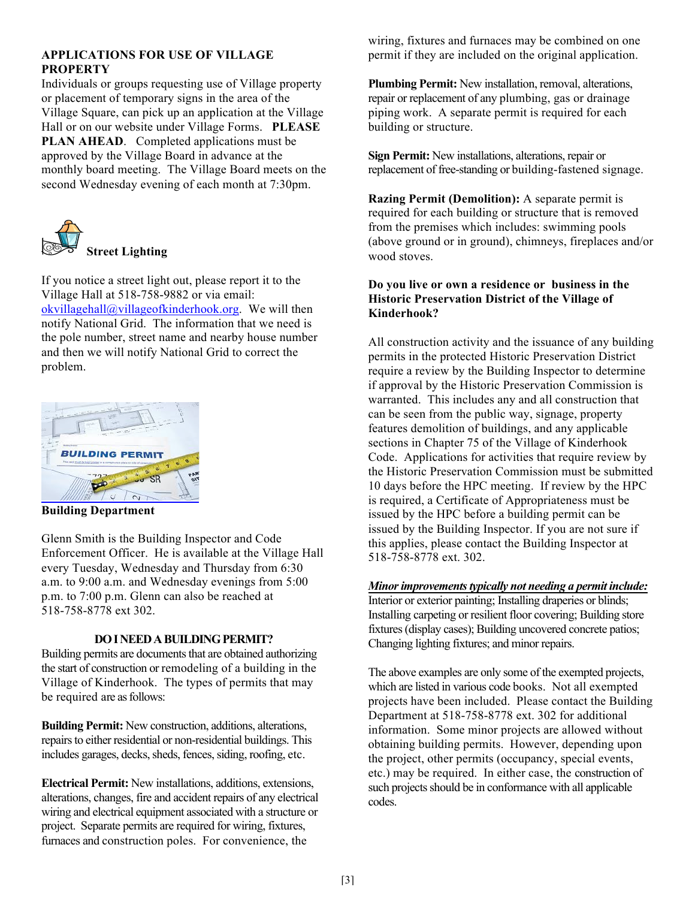## APPLICATIONS FOR USE OF VILLAGE PROPERTY

Individuals or groups requesting use of Village property or placement of temporary signs in the area of the Village Square, can pick up an application at the Village Hall or on our website under Village Forms. **PLEASE PLAN AHEAD**. Completed applications must be approved by the Village Board in advance at the monthly board meeting. The Village Board meets on the second Wednesday evening of each month at 7:30pm.

## Street Lighting

If you notice a street light out, please report it to the Village Hall at 518-758-9882 or via email: okvillagehall@villageofkinderhook.org. We will then notify National Grid. The information that we need is the pole number, street name and nearby house number and then we will notify National Grid to correct the problem.

## Building Department

Glenn Smith is the Building Inspector and Code Enforcement Officer. He is available at the Village Hall every Tuesday, Wednesday and Thursday from 6:30 a.m. to 9:00 a.m. and Wednesday evenings from 5:00 p.m. to 7:00 p.m. Glenn can also be reached at 518-758-8778 ext 302.

### DO I NEED A BUILDING PERMIT?

Building permits are documents that are obtained authorizing the start of construction or remodeling of a building in the Village of Kinderhook. The types of permits that may be required are as follows:

**Building Permit:** New construction, additions, alterations, repairs to either residential or non-residential buildings. This includes garages, decks, sheds, fences, siding, roofing, etc.

**Electrical Permit:** New installations, additions, extensions, alterations, changes, fire and accident repairs of any electrical wiring and electrical equipment associated with a structure or project. Separate permits are required for wiring, fixtures, furnaces and construction poles. For convenience, the wiring, fixtures and furnaces may be combined on one permit if they are included on the original application.

**Plumbing Permit:** New installation, removal, alterations, repair or replacement of any plumbing, gas or drainage piping work. A separate permit is required for each building or structure.

**Sign Permit:** New installations, alterations, repair or replacement of free-standing or building-fastened signage.

**Razing Permit (Demolition):** A separate permit is required for each building or structure that is removed from the premises which includes: swimming pools (above ground or in ground), chimneys, fireplaces and/or wood stoves.

**Do you live or own a residence or business in the Historic Preservation District of the Village of Kinderhook?**

All construction activity and the issuance of any building permits in the protected Historic Preservation District require a review by the Building Inspector to determine if approval by the Historic Preservation Commission is warranted. This includes any and all construction that can be seen from the public way, signage, property features demolition of buildings, and any applicable sections in Chapter 75 of the Village of Kinderhook Code. Applications for activities that require review by the Historic Preservation Commission must be submitted 10 days before the HPC meeting. If review by the HPC is required, a Certificate of Appropriateness must be issued by the HPC before a building permit can be issued by the Building Inspector. If you are not sure if this applies, please contact the Building Inspector at 518-758-8778 ext. 302.

***Minor improvements typically not needing a permit include:***
Interior or exterior painting; Installing draperies or blinds; Installing carpeting or resilient floor covering; Building store fixtures (display cases); Building uncovered concrete patios; Changing lighting fixtures; and minor repairs.

The above examples are only some of the exempted projects, which are listed in various code books. Not all exempted projects have been included. Please contact the Building Department at 518-758-8778 ext. 302 for additional information. Some minor projects are allowed without obtaining building permits. However, depending upon the project, other permits (occupancy, special events, etc.) may be required. In either case, the construction of such projects should be in conformance with all applicable codes.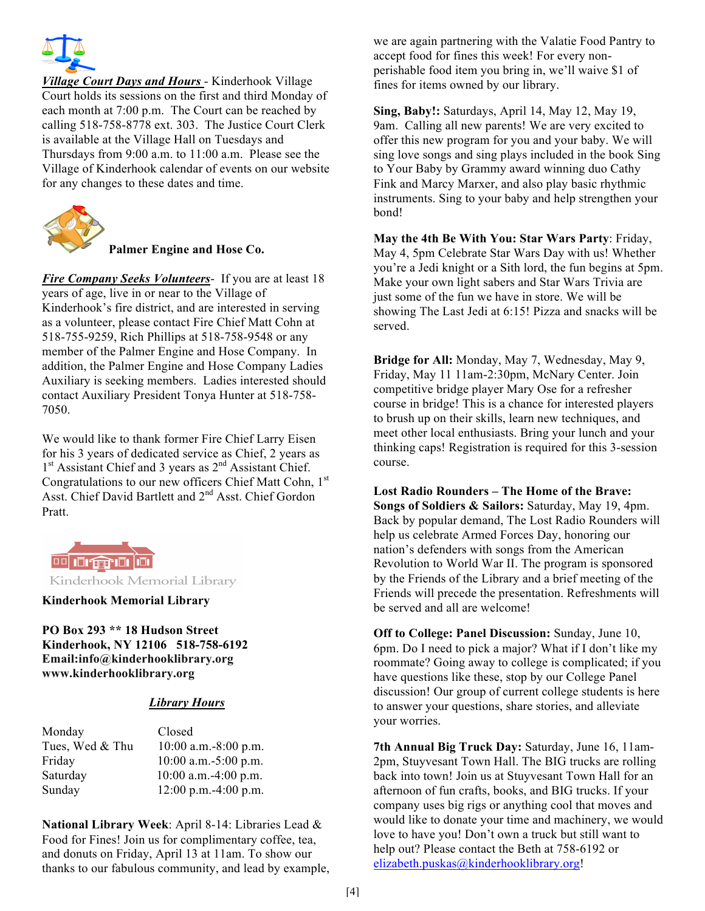***Village Court Days and Hours*** - Kinderhook Village Court holds its sessions on the first and third Monday of each month at 7:00 p.m. The Court can be reached by calling 518-758-8778 ext. 303. The Justice Court Clerk is available at the Village Hall on Tuesdays and Thursdays from 9:00 a.m. to 11:00 a.m. Please see the Village of Kinderhook calendar of events on our website for any changes to these dates and time.

**Palmer Engine and Hose Co.**

***Fire Company Seeks Volunteers***- If you are at least 18 years of age, live in or near to the Village of Kinderhook's fire district, and are interested in serving as a volunteer, please contact Fire Chief Matt Cohn at 518-755-9259, Rich Phillips at 518-758-9548 or any member of the Palmer Engine and Hose Company. In addition, the Palmer Engine and Hose Company Ladies Auxiliary is seeking members. Ladies interested should contact Auxiliary President Tonya Hunter at 518-758-7050.

We would like to thank former Fire Chief Larry Eisen for his 3 years of dedicated service as Chief, 2 years as 1st Assistant Chief and 3 years as 2nd Assistant Chief. Congratulations to our new officers Chief Matt Cohn, 1st Asst. Chief David Bartlett and 2nd Asst. Chief Gordon Pratt.

Kinderhook Memorial Library

**Kinderhook Memorial Library**

**PO Box 293 ** 18 Hudson Street**
**Kinderhook, NY 12106 518-758-6192**
**Email:info@kinderhooklibrary.org**
**www.kinderhooklibrary.org**

***Library Hours***

| | |
|---|---|
| Monday | Closed |
| Tues, Wed & Thu | 10:00 a.m.-8:00 p.m. |
| Friday | 10:00 a.m.-5:00 p.m. |
| Saturday | 10:00 a.m.-4:00 p.m. |
| Sunday | 12:00 p.m.-4:00 p.m. |

**National Library Week**: April 8-14: Libraries Lead & Food for Fines! Join us for complimentary coffee, tea, and donuts on Friday, April 13 at 11am. To show our thanks to our fabulous community, and lead by example, we are again partnering with the Valatie Food Pantry to accept food for fines this week! For every non-perishable food item you bring in, we'll waive $1 of fines for items owned by our library.

**Sing, Baby!:** Saturdays, April 14, May 12, May 19, 9am. Calling all new parents! We are very excited to offer this new program for you and your baby. We will sing love songs and sing plays included in the book Sing to Your Baby by Grammy award winning duo Cathy Fink and Marcy Marxer, and also play basic rhythmic instruments. Sing to your baby and help strengthen your bond!

**May the 4th Be With You: Star Wars Party**: Friday, May 4, 5pm Celebrate Star Wars Day with us! Whether you're a Jedi knight or a Sith lord, the fun begins at 5pm. Make your own light sabers and Star Wars Trivia are just some of the fun we have in store. We will be showing The Last Jedi at 6:15! Pizza and snacks will be served.

**Bridge for All:** Monday, May 7, Wednesday, May 9, Friday, May 11 11am-2:30pm, McNary Center. Join competitive bridge player Mary Ose for a refresher course in bridge! This is a chance for interested players to brush up on their skills, learn new techniques, and meet other local enthusiasts. Bring your lunch and your thinking caps! Registration is required for this 3-session course.

**Lost Radio Rounders – The Home of the Brave: Songs of Soldiers & Sailors:** Saturday, May 19, 4pm. Back by popular demand, The Lost Radio Rounders will help us celebrate Armed Forces Day, honoring our nation's defenders with songs from the American Revolution to World War II. The program is sponsored by the Friends of the Library and a brief meeting of the Friends will precede the presentation. Refreshments will be served and all are welcome!

**Off to College: Panel Discussion:** Sunday, June 10, 6pm. Do I need to pick a major? What if I don't like my roommate? Going away to college is complicated; if you have questions like these, stop by our College Panel discussion! Our group of current college students is here to answer your questions, share stories, and alleviate your worries.

**7th Annual Big Truck Day:** Saturday, June 16, 11am-2pm, Stuyvesant Town Hall. The BIG trucks are rolling back into town! Join us at Stuyvesant Town Hall for an afternoon of fun crafts, books, and BIG trucks. If your company uses big rigs or anything cool that moves and would like to donate your time and machinery, we would love to have you! Don't own a truck but still want to help out? Please contact the Beth at 758-6192 or elizabeth.puskas@kinderhooklibrary.org!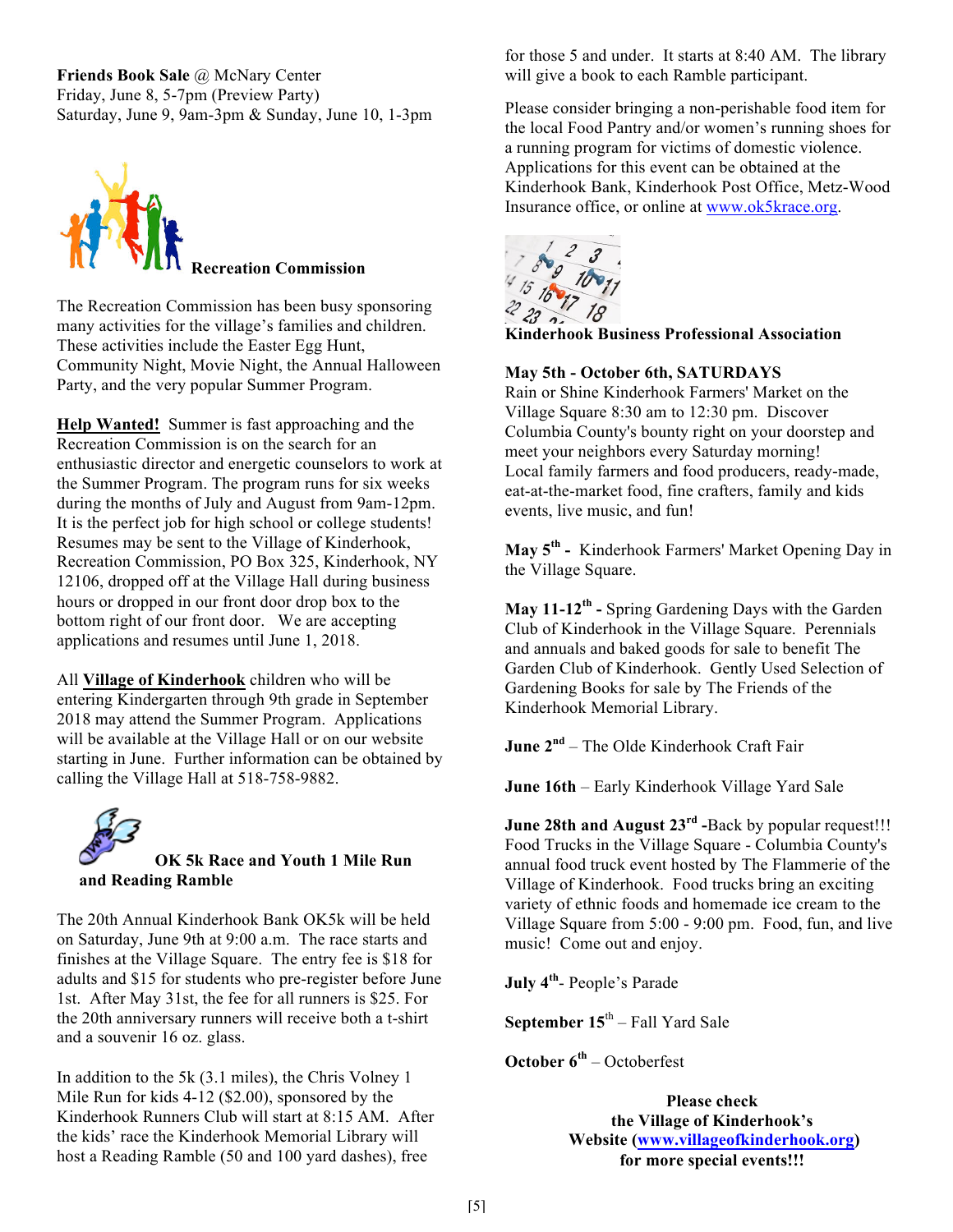**Friends Book Sale** @ McNary Center
Friday, June 8, 5-7pm (Preview Party)
Saturday, June 9, 9am-3pm & Sunday, June 10, 1-3pm

## Recreation Commission

The Recreation Commission has been busy sponsoring many activities for the village's families and children. These activities include the Easter Egg Hunt, Community Night, Movie Night, the Annual Halloween Party, and the very popular Summer Program.

**Help Wanted!** Summer is fast approaching and the Recreation Commission is on the search for an enthusiastic director and energetic counselors to work at the Summer Program. The program runs for six weeks during the months of July and August from 9am-12pm. It is the perfect job for high school or college students! Resumes may be sent to the Village of Kinderhook, Recreation Commission, PO Box 325, Kinderhook, NY 12106, dropped off at the Village Hall during business hours or dropped in our front door drop box to the bottom right of our front door. We are accepting applications and resumes until June 1, 2018.

All **Village of Kinderhook** children who will be entering Kindergarten through 9th grade in September 2018 may attend the Summer Program. Applications will be available at the Village Hall or on our website starting in June. Further information can be obtained by calling the Village Hall at 518-758-9882.

## OK 5k Race and Youth 1 Mile Run and Reading Ramble

The 20th Annual Kinderhook Bank OK5k will be held on Saturday, June 9th at 9:00 a.m. The race starts and finishes at the Village Square. The entry fee is $18 for adults and $15 for students who pre-register before June 1st. After May 31st, the fee for all runners is $25. For the 20th anniversary runners will receive both a t-shirt and a souvenir 16 oz. glass.

In addition to the 5k (3.1 miles), the Chris Volney 1 Mile Run for kids 4-12 ($2.00), sponsored by the Kinderhook Runners Club will start at 8:15 AM. After the kids' race the Kinderhook Memorial Library will host a Reading Ramble (50 and 100 yard dashes), free for those 5 and under. It starts at 8:40 AM. The library will give a book to each Ramble participant.

Please consider bringing a non-perishable food item for the local Food Pantry and/or women's running shoes for a running program for victims of domestic violence. Applications for this event can be obtained at the Kinderhook Bank, Kinderhook Post Office, Metz-Wood Insurance office, or online at www.ok5krace.org.

## Kinderhook Business Professional Association

**May 5th - October 6th, SATURDAYS**
Rain or Shine Kinderhook Farmers' Market on the Village Square 8:30 am to 12:30 pm. Discover Columbia County's bounty right on your doorstep and meet your neighbors every Saturday morning!
Local family farmers and food producers, ready-made, eat-at-the-market food, fine crafters, family and kids events, live music, and fun!

**May 5th -** Kinderhook Farmers' Market Opening Day in the Village Square.

**May 11-12th -** Spring Gardening Days with the Garden Club of Kinderhook in the Village Square. Perennials and annuals and baked goods for sale to benefit The Garden Club of Kinderhook. Gently Used Selection of Gardening Books for sale by The Friends of the Kinderhook Memorial Library.

**June 2nd** – The Olde Kinderhook Craft Fair

**June 16th** – Early Kinderhook Village Yard Sale

**June 28th and August 23rd -**Back by popular request!!! Food Trucks in the Village Square - Columbia County's annual food truck event hosted by The Flammerie of the Village of Kinderhook. Food trucks bring an exciting variety of ethnic foods and homemade ice cream to the Village Square from 5:00 - 9:00 pm. Food, fun, and live music! Come out and enjoy.

**July 4th**- People's Parade

**September 15th** – Fall Yard Sale

**October 6th** – Octoberfest

**Please check the Village of Kinderhook's Website (www.villageofkinderhook.org) for more special events!!!**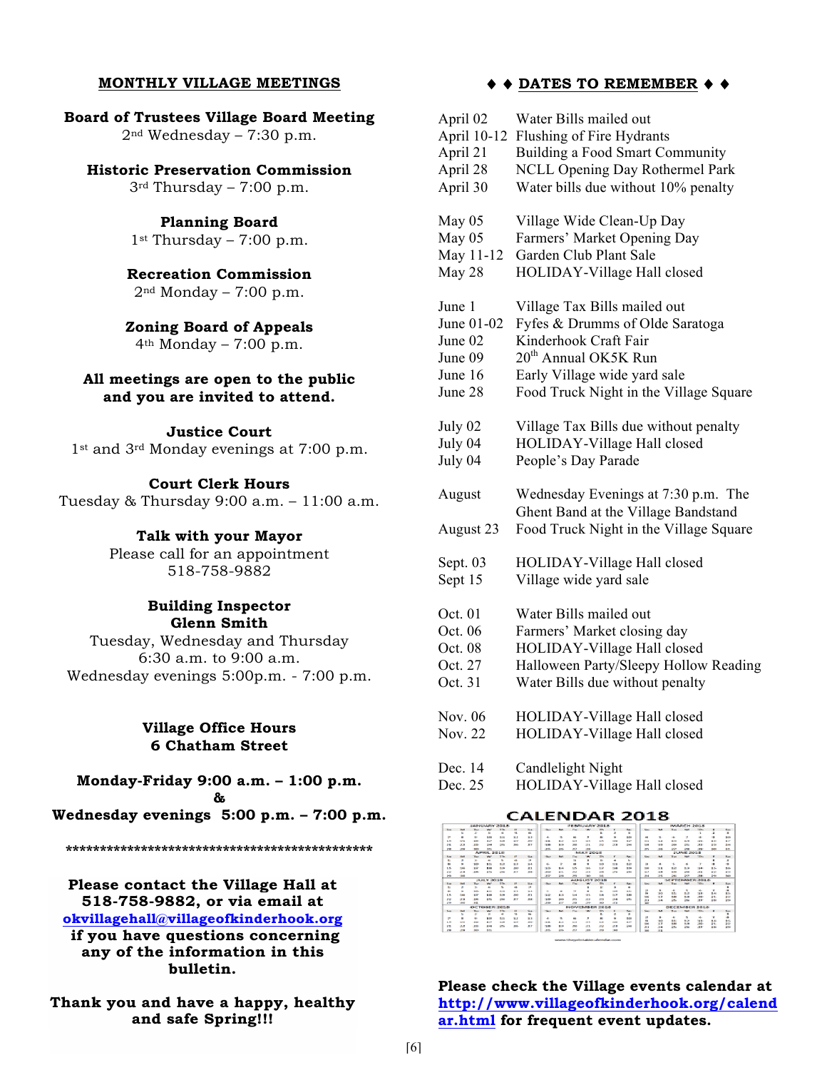## MONTHLY VILLAGE MEETINGS

**Board of Trustees Village Board Meeting**
2nd Wednesday – 7:30 p.m.

**Historic Preservation Commission**
3rd Thursday – 7:00 p.m.

**Planning Board**
1st Thursday – 7:00 p.m.

**Recreation Commission**
2nd Monday – 7:00 p.m.

**Zoning Board of Appeals**
4th Monday – 7:00 p.m.

**All meetings are open to the public and you are invited to attend.**

**Justice Court**
1st and 3rd Monday evenings at 7:00 p.m.

**Court Clerk Hours**
Tuesday & Thursday 9:00 a.m. – 11:00 a.m.

**Talk with your Mayor**
Please call for an appointment
518-758-9882

**Building Inspector**
**Glenn Smith**
Tuesday, Wednesday and Thursday
6:30 a.m. to 9:00 a.m.
Wednesday evenings 5:00p.m. - 7:00 p.m.

**Village Office Hours**
**6 Chatham Street**

**Monday-Friday 9:00 a.m. – 1:00 p.m.**
**&**
**Wednesday evenings 5:00 p.m. – 7:00 p.m.**

************************************************

**Please contact the Village Hall at 518-758-9882, or via email at okvillagehall@villageofkinderhook.org if you have questions concerning any of the information in this bulletin.**

**Thank you and have a happy, healthy and safe Spring!!!**

## ♦ ♦ DATES TO REMEMBER ♦ ♦

| | |
|---|---|
| April 02 | Water Bills mailed out |
| April 10-12 | Flushing of Fire Hydrants |
| April 21 | Building a Food Smart Community |
| April 28 | NCLL Opening Day Rothermel Park |
| April 30 | Water bills due without 10% penalty |
| May 05 | Village Wide Clean-Up Day |
| May 05 | Farmers' Market Opening Day |
| May 11-12 | Garden Club Plant Sale |
| May 28 | HOLIDAY-Village Hall closed |
| June 1 | Village Tax Bills mailed out |
| June 01-02 | Fyfes & Drumms of Olde Saratoga |
| June 02 | Kinderhook Craft Fair |
| June 09 | 20th Annual OK5K Run |
| June 16 | Early Village wide yard sale |
| June 28 | Food Truck Night in the Village Square |
| July 02 | Village Tax Bills due without penalty |
| July 04 | HOLIDAY-Village Hall closed |
| July 04 | People's Day Parade |
| August | Wednesday Evenings at 7:30 p.m. The Ghent Band at the Village Bandstand |
| August 23 | Food Truck Night in the Village Square |
| Sept. 03 | HOLIDAY-Village Hall closed |
| Sept 15 | Village wide yard sale |
| Oct. 01 | Water Bills mailed out |
| Oct. 06 | Farmers' Market closing day |
| Oct. 08 | HOLIDAY-Village Hall closed |
| Oct. 27 | Halloween Party/Sleepy Hollow Reading |
| Oct. 31 | Water Bills due without penalty |
| Nov. 06 | HOLIDAY-Village Hall closed |
| Nov. 22 | HOLIDAY-Village Hall closed |
| Dec. 14 | Candlelight Night |
| Dec. 25 | HOLIDAY-Village Hall closed |

**CALENDAR 2018**

**Please check the Village events calendar at http://www.villageofkinderhook.org/calendar.html for frequent event updates.**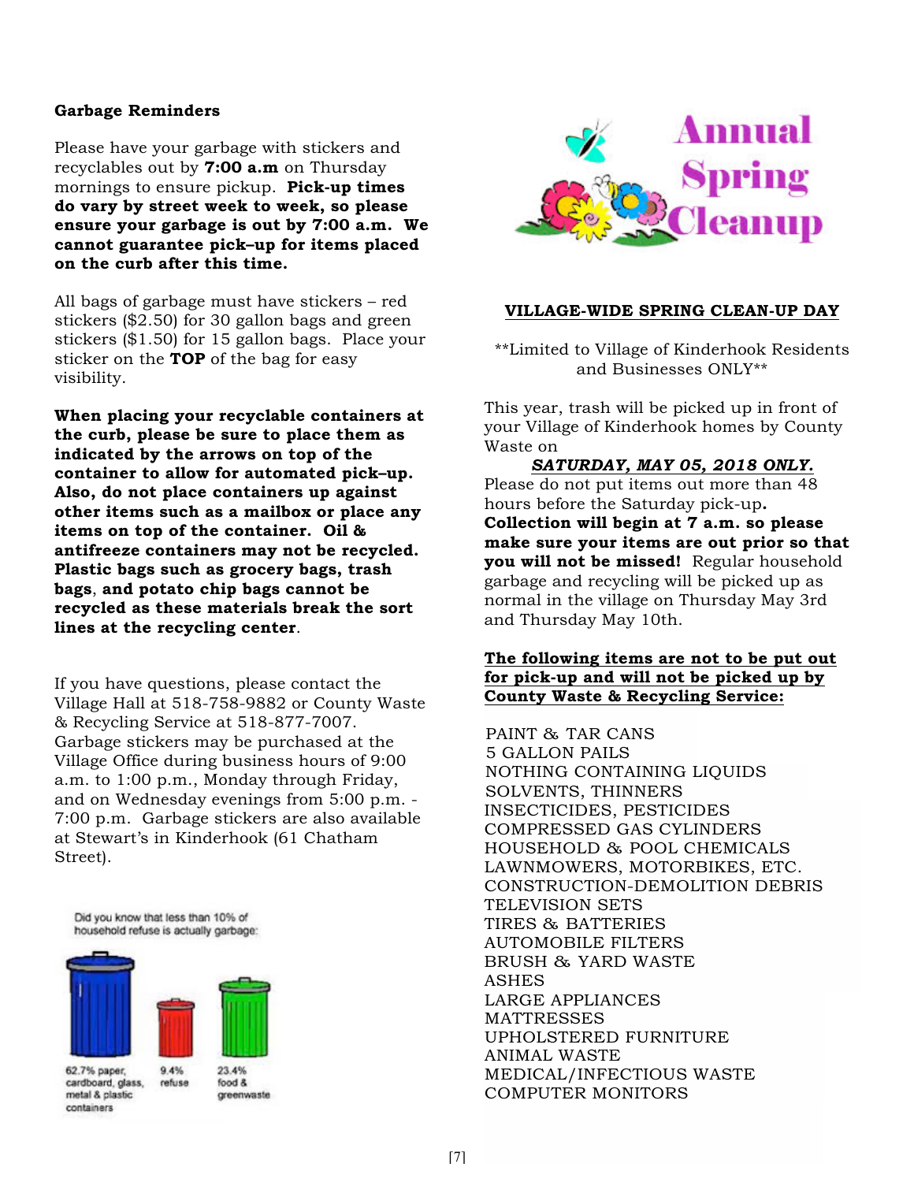**Garbage Reminders**

Please have your garbage with stickers and recyclables out by **7:00 a.m** on Thursday mornings to ensure pickup. **Pick-up times do vary by street week to week, so please ensure your garbage is out by 7:00 a.m. We cannot guarantee pick–up for items placed on the curb after this time.**

All bags of garbage must have stickers – red stickers ($2.50) for 30 gallon bags and green stickers ($1.50) for 15 gallon bags. Place your sticker on the **TOP** of the bag for easy visibility.

**When placing your recyclable containers at the curb, please be sure to place them as indicated by the arrows on top of the container to allow for automated pick–up. Also, do not place containers up against other items such as a mailbox or place any items on top of the container. Oil & antifreeze containers may not be recycled. Plastic bags such as grocery bags, trash bags, and potato chip bags cannot be recycled as these materials break the sort lines at the recycling center**.

If you have questions, please contact the Village Hall at 518-758-9882 or County Waste & Recycling Service at 518-877-7007. Garbage stickers may be purchased at the Village Office during business hours of 9:00 a.m. to 1:00 p.m., Monday through Friday, and on Wednesday evenings from 5:00 p.m. - 7:00 p.m. Garbage stickers are also available at Stewart's in Kinderhook (61 Chatham Street).

Did you know that less than 10% of household refuse is actually garbage:

62.7% paper, cardboard, glass, metal & plastic containers

9.4% refuse

23.4% food & greenwaste

# Annual Spring Cleanup

**VILLAGE-WIDE SPRING CLEAN-UP DAY**

**Limited to Village of Kinderhook Residents and Businesses ONLY**

This year, trash will be picked up in front of your Village of Kinderhook homes by County Waste on

***SATURDAY, MAY 05, 2018 ONLY.***

Please do not put items out more than 48 hours before the Saturday pick-up. **Collection will begin at 7 a.m. so please make sure your items are out prior so that you will not be missed!** Regular household garbage and recycling will be picked up as normal in the village on Thursday May 3rd and Thursday May 10th.

**The following items are not to be put out for pick-up and will not be picked up by County Waste & Recycling Service:**

PAINT & TAR CANS
5 GALLON PAILS
NOTHING CONTAINING LIQUIDS
SOLVENTS, THINNERS
INSECTICIDES, PESTICIDES
COMPRESSED GAS CYLINDERS
HOUSEHOLD & POOL CHEMICALS
LAWNMOWERS, MOTORBIKES, ETC.
CONSTRUCTION-DEMOLITION DEBRIS
TELEVISION SETS
TIRES & BATTERIES
AUTOMOBILE FILTERS
BRUSH & YARD WASTE
ASHES
LARGE APPLIANCES
MATTRESSES
UPHOLSTERED FURNITURE
ANIMAL WASTE
MEDICAL/INFECTIOUS WASTE
COMPUTER MONITORS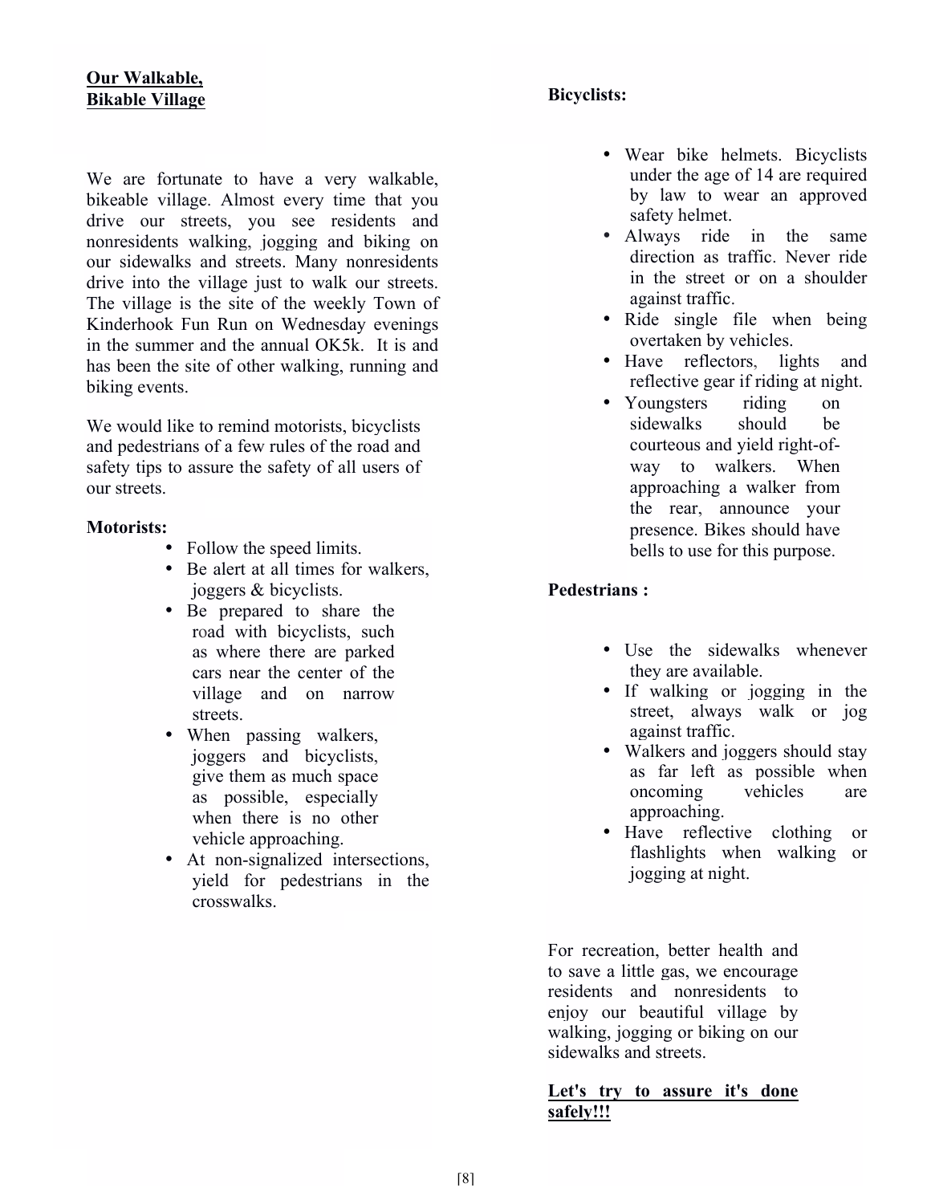## Our Walkable, Bikable Village

We are fortunate to have a very walkable, bikeable village. Almost every time that you drive our streets, you see residents and nonresidents walking, jogging and biking on our sidewalks and streets. Many nonresidents drive into the village just to walk our streets. The village is the site of the weekly Town of Kinderhook Fun Run on Wednesday evenings in the summer and the annual OK5k. It is and has been the site of other walking, running and biking events.

We would like to remind motorists, bicyclists and pedestrians of a few rules of the road and safety tips to assure the safety of all users of our streets.

**Motorists:**

- Follow the speed limits.
- Be alert at all times for walkers, joggers & bicyclists.
- Be prepared to share the road with bicyclists, such as where there are parked cars near the center of the village and on narrow streets.
- When passing walkers, joggers and bicyclists, give them as much space as possible, especially when there is no other vehicle approaching.
- At non-signalized intersections, yield for pedestrians in the crosswalks.

**Bicyclists:**

- Wear bike helmets. Bicyclists under the age of 14 are required by law to wear an approved safety helmet.
- Always ride in the same direction as traffic. Never ride in the street or on a shoulder against traffic.
- Ride single file when being overtaken by vehicles.
- Have reflectors, lights and reflective gear if riding at night.
- Youngsters riding on sidewalks should be courteous and yield right-of-way to walkers. When approaching a walker from the rear, announce your presence. Bikes should have bells to use for this purpose.

**Pedestrians :**

- Use the sidewalks whenever they are available.
- If walking or jogging in the street, always walk or jog against traffic.
- Walkers and joggers should stay as far left as possible when oncoming vehicles are approaching.
- Have reflective clothing or flashlights when walking or jogging at night.

For recreation, better health and to save a little gas, we encourage residents and nonresidents to enjoy our beautiful village by walking, jogging or biking on our sidewalks and streets.

**Let's try to assure it's done safely!!!**